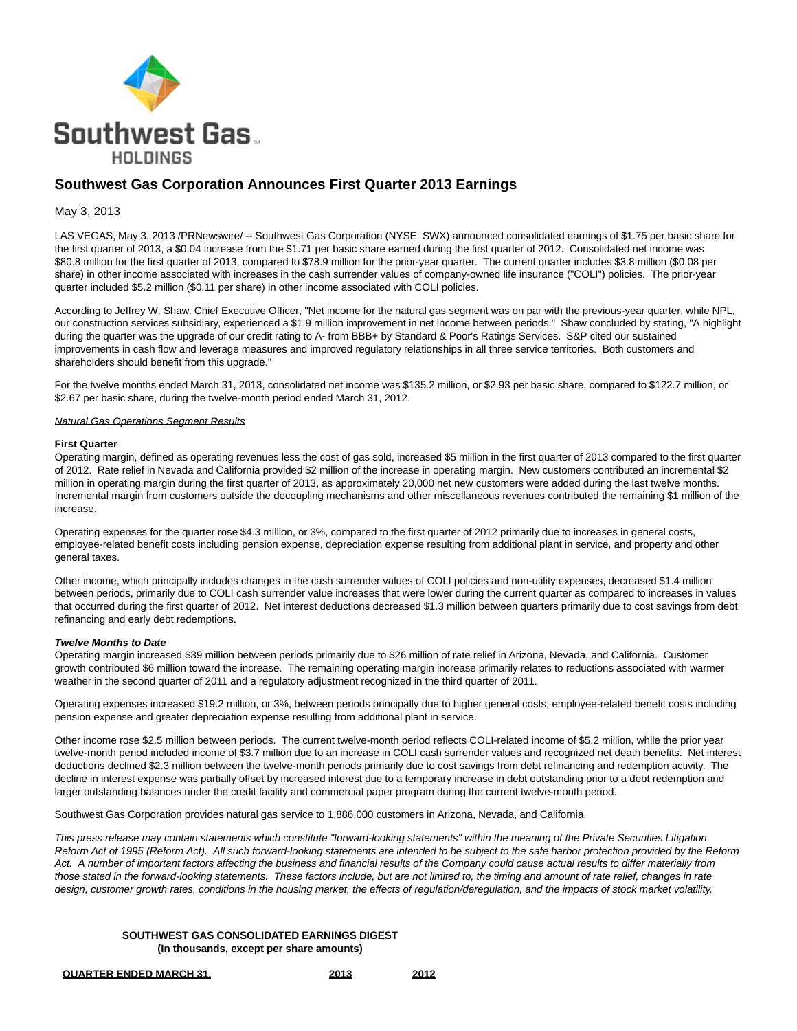Southwest Gas HOLDINGS

# Southwest Gas Corporation Announces First Quarter 2013 Earnings

May 3, 2013

LAS VEGAS, May 3, 2013 /PRNewswire/ -- Southwest Gas Corporation (NYSE: SWX) announced consolidated earnings of $1.75 per basic share for the first quarter of 2013, a $0.04 increase from the $1.71 per basic share earned during the first quarter of 2012. Consolidated net income was $80.8 million for the first quarter of 2013, compared to $78.9 million for the prior-year quarter. The current quarter includes $3.8 million ($0.08 per share) in other income associated with increases in the cash surrender values of company-owned life insurance ("COLI") policies. The prior-year quarter included $5.2 million ($0.11 per share) in other income associated with COLI policies.

According to Jeffrey W. Shaw, Chief Executive Officer, "Net income for the natural gas segment was on par with the previous-year quarter, while NPL, our construction services subsidiary, experienced a $1.9 million improvement in net income between periods." Shaw concluded by stating, "A highlight during the quarter was the upgrade of our credit rating to A- from BBB+ by Standard & Poor's Ratings Services. S&P cited our sustained improvements in cash flow and leverage measures and improved regulatory relationships in all three service territories. Both customers and shareholders should benefit from this upgrade."

For the twelve months ended March 31, 2013, consolidated net income was $135.2 million, or $2.93 per basic share, compared to $122.7 million, or $2.67 per basic share, during the twelve-month period ended March 31, 2012.

*Natural Gas Operations Segment Results*

**First Quarter**

Operating margin, defined as operating revenues less the cost of gas sold, increased $5 million in the first quarter of 2013 compared to the first quarter of 2012. Rate relief in Nevada and California provided $2 million of the increase in operating margin. New customers contributed an incremental $2 million in operating margin during the first quarter of 2013, as approximately 20,000 net new customers were added during the last twelve months. Incremental margin from customers outside the decoupling mechanisms and other miscellaneous revenues contributed the remaining $1 million of the increase.

Operating expenses for the quarter rose $4.3 million, or 3%, compared to the first quarter of 2012 primarily due to increases in general costs, employee-related benefit costs including pension expense, depreciation expense resulting from additional plant in service, and property and other general taxes.

Other income, which principally includes changes in the cash surrender values of COLI policies and non-utility expenses, decreased $1.4 million between periods, primarily due to COLI cash surrender value increases that were lower during the current quarter as compared to increases in values that occurred during the first quarter of 2012. Net interest deductions decreased $1.3 million between quarters primarily due to cost savings from debt refinancing and early debt redemptions.

***Twelve Months to Date***

Operating margin increased $39 million between periods primarily due to $26 million of rate relief in Arizona, Nevada, and California. Customer growth contributed $6 million toward the increase. The remaining operating margin increase primarily relates to reductions associated with warmer weather in the second quarter of 2011 and a regulatory adjustment recognized in the third quarter of 2011.

Operating expenses increased $19.2 million, or 3%, between periods principally due to higher general costs, employee-related benefit costs including pension expense and greater depreciation expense resulting from additional plant in service.

Other income rose $2.5 million between periods. The current twelve-month period reflects COLI-related income of $5.2 million, while the prior year twelve-month period included income of $3.7 million due to an increase in COLI cash surrender values and recognized net death benefits. Net interest deductions declined $2.3 million between the twelve-month periods primarily due to cost savings from debt refinancing and redemption activity. The decline in interest expense was partially offset by increased interest due to a temporary increase in debt outstanding prior to a debt redemption and larger outstanding balances under the credit facility and commercial paper program during the current twelve-month period.

Southwest Gas Corporation provides natural gas service to 1,886,000 customers in Arizona, Nevada, and California.

*This press release may contain statements which constitute "forward-looking statements" within the meaning of the Private Securities Litigation Reform Act of 1995 (Reform Act). All such forward-looking statements are intended to be subject to the safe harbor protection provided by the Reform Act. A number of important factors affecting the business and financial results of the Company could cause actual results to differ materially from those stated in the forward-looking statements. These factors include, but are not limited to, the timing and amount of rate relief, changes in rate design, customer growth rates, conditions in the housing market, the effects of regulation/deregulation, and the impacts of stock market volatility.*

**SOUTHWEST GAS CONSOLIDATED EARNINGS DIGEST**
**(In thousands, except per share amounts)**

| QUARTER ENDED MARCH 31, | 2013 | 2012 |
|---|---|---|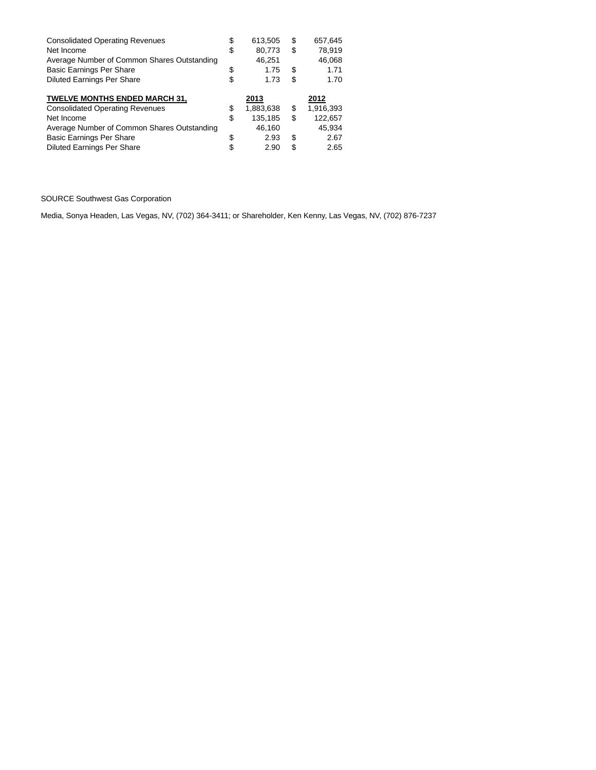| | | |
|---|---|---|
| Consolidated Operating Revenues | $ 613,505 | $ 657,645 |
| Net Income | $ 80,773 | $ 78,919 |
| Average Number of Common Shares Outstanding | 46,251 | 46,068 |
| Basic Earnings Per Share | $ 1.75 | $ 1.71 |
| Diluted Earnings Per Share | $ 1.73 | $ 1.70 |
| **TWELVE MONTHS ENDED MARCH 31,** | **2013** | **2012** |
| Consolidated Operating Revenues | $ 1,883,638 | $ 1,916,393 |
| Net Income | $ 135,185 | $ 122,657 |
| Average Number of Common Shares Outstanding | 46,160 | 45,934 |
| Basic Earnings Per Share | $ 2.93 | $ 2.67 |
| Diluted Earnings Per Share | $ 2.90 | $ 2.65 |

SOURCE Southwest Gas Corporation

Media, Sonya Headen, Las Vegas, NV, (702) 364-3411; or Shareholder, Ken Kenny, Las Vegas, NV, (702) 876-7237